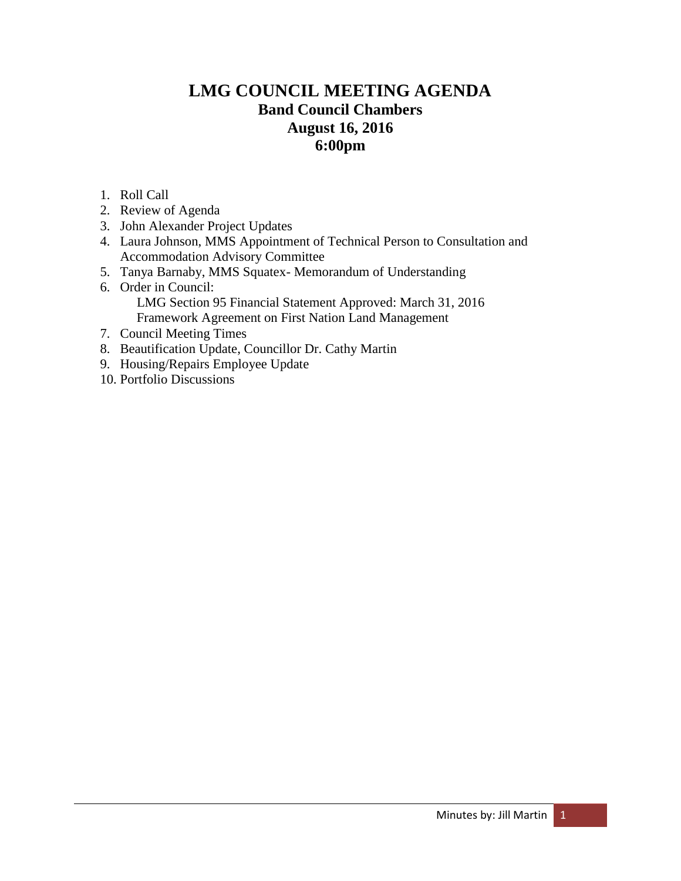# LMG COUNCIL MEETING AGENDA

## Band Council Chambers
## August 16, 2016
## 6:00pm

1. Roll Call
2. Review of Agenda
3. John Alexander Project Updates
4. Laura Johnson, MMS Appointment of Technical Person to Consultation and Accommodation Advisory Committee
5. Tanya Barnaby, MMS Squatex- Memorandum of Understanding
6. Order in Council:
   LMG Section 95 Financial Statement Approved: March 31, 2016
   Framework Agreement on First Nation Land Management
7. Council Meeting Times
8. Beautification Update, Councillor Dr. Cathy Martin
9. Housing/Repairs Employee Update
10. Portfolio Discussions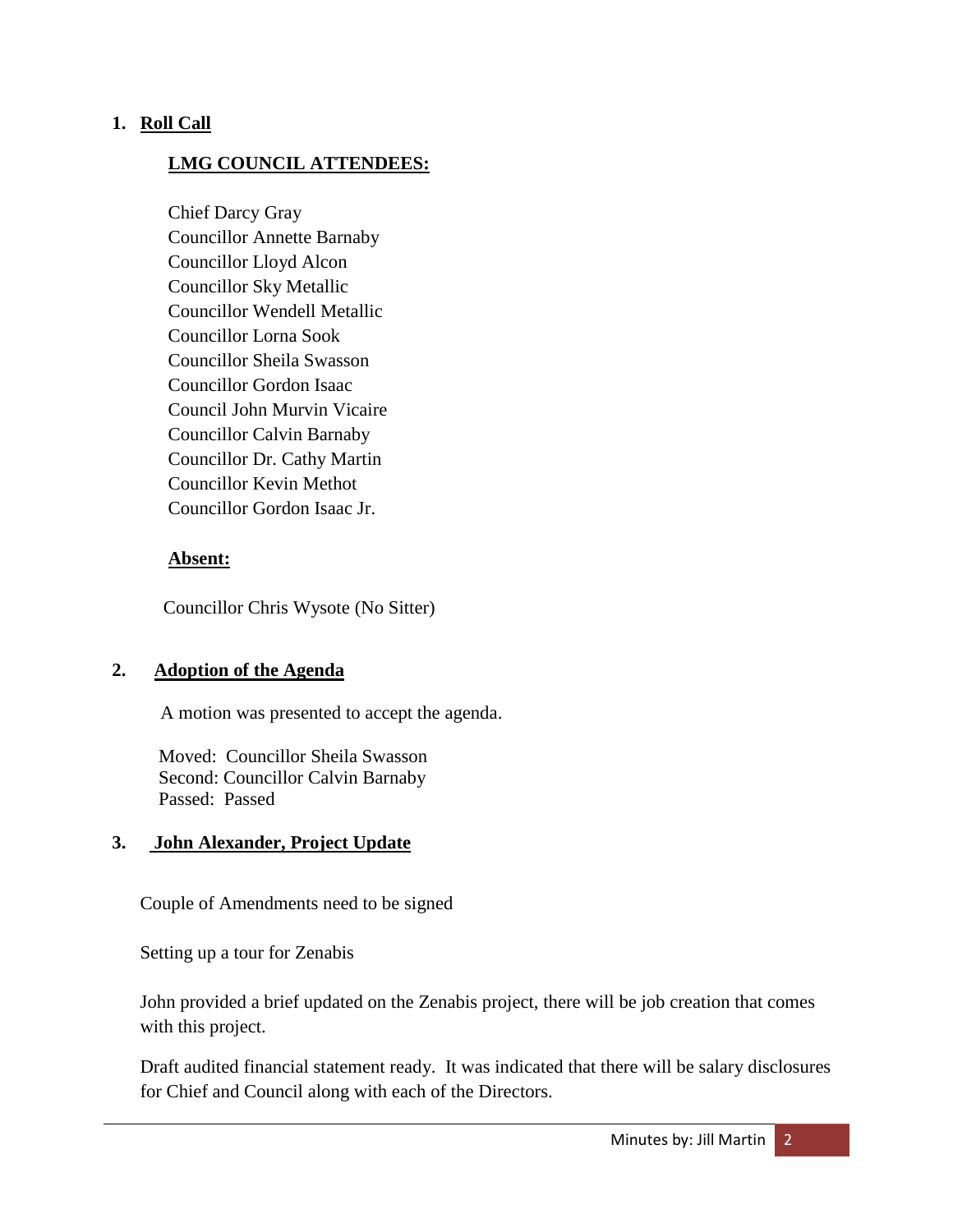## 1. Roll Call

### LMG COUNCIL ATTENDEES:

Chief Darcy Gray
Councillor Annette Barnaby
Councillor Lloyd Alcon
Councillor Sky Metallic
Councillor Wendell Metallic
Councillor Lorna Sook
Councillor Sheila Swasson
Councillor Gordon Isaac
Council John Murvin Vicaire
Councillor Calvin Barnaby
Councillor Dr. Cathy Martin
Councillor Kevin Methot
Councillor Gordon Isaac Jr.

### Absent:

Councillor Chris Wysote (No Sitter)

## 2. Adoption of the Agenda

A motion was presented to accept the agenda.

Moved: Councillor Sheila Swasson
Second: Councillor Calvin Barnaby
Passed: Passed

## 3. John Alexander, Project Update

Couple of Amendments need to be signed

Setting up a tour for Zenabis

John provided a brief updated on the Zenabis project, there will be job creation that comes with this project.

Draft audited financial statement ready. It was indicated that there will be salary disclosures for Chief and Council along with each of the Directors.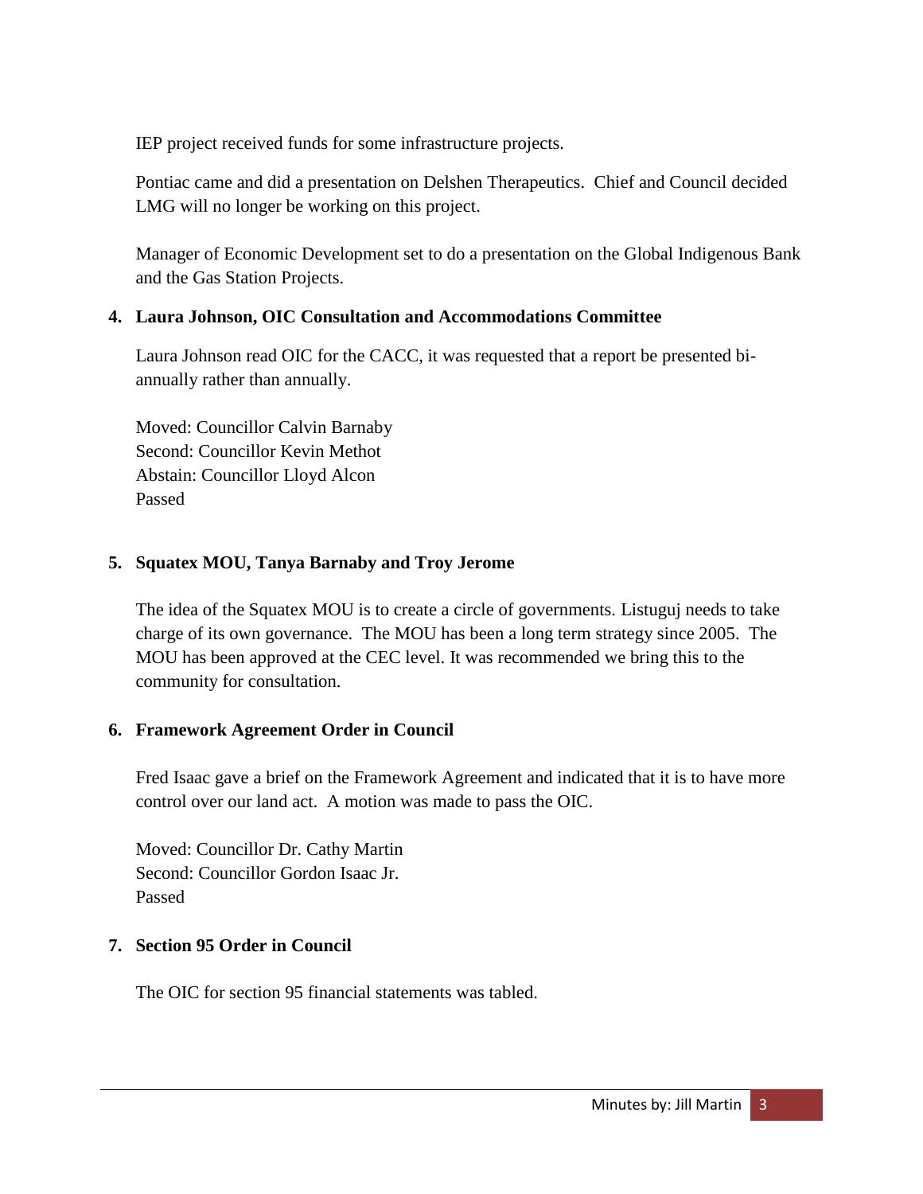IEP project received funds for some infrastructure projects.

Pontiac came and did a presentation on Delshen Therapeutics. Chief and Council decided LMG will no longer be working on this project.

Manager of Economic Development set to do a presentation on the Global Indigenous Bank and the Gas Station Projects.

**4. Laura Johnson, OIC Consultation and Accommodations Committee**

Laura Johnson read OIC for the CACC, it was requested that a report be presented bi-annually rather than annually.

Moved: Councillor Calvin Barnaby
Second: Councillor Kevin Methot
Abstain: Councillor Lloyd Alcon
Passed

**5. Squatex MOU, Tanya Barnaby and Troy Jerome**

The idea of the Squatex MOU is to create a circle of governments. Listuguj needs to take charge of its own governance. The MOU has been a long term strategy since 2005. The MOU has been approved at the CEC level. It was recommended we bring this to the community for consultation.

**6. Framework Agreement Order in Council**

Fred Isaac gave a brief on the Framework Agreement and indicated that it is to have more control over our land act. A motion was made to pass the OIC.

Moved: Councillor Dr. Cathy Martin
Second: Councillor Gordon Isaac Jr.
Passed

**7. Section 95 Order in Council**

The OIC for section 95 financial statements was tabled.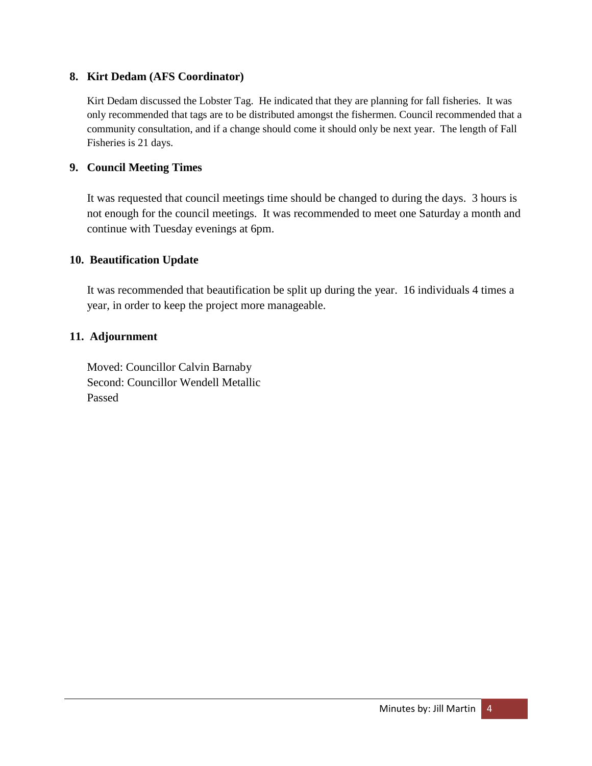**8. Kirt Dedam (AFS Coordinator)**

Kirt Dedam discussed the Lobster Tag. He indicated that they are planning for fall fisheries. It was only recommended that tags are to be distributed amongst the fishermen. Council recommended that a community consultation, and if a change should come it should only be next year. The length of Fall Fisheries is 21 days.

**9. Council Meeting Times**

It was requested that council meetings time should be changed to during the days. 3 hours is not enough for the council meetings. It was recommended to meet one Saturday a month and continue with Tuesday evenings at 6pm.

**10. Beautification Update**

It was recommended that beautification be split up during the year. 16 individuals 4 times a year, in order to keep the project more manageable.

**11. Adjournment**

Moved: Councillor Calvin Barnaby
Second: Councillor Wendell Metallic
Passed